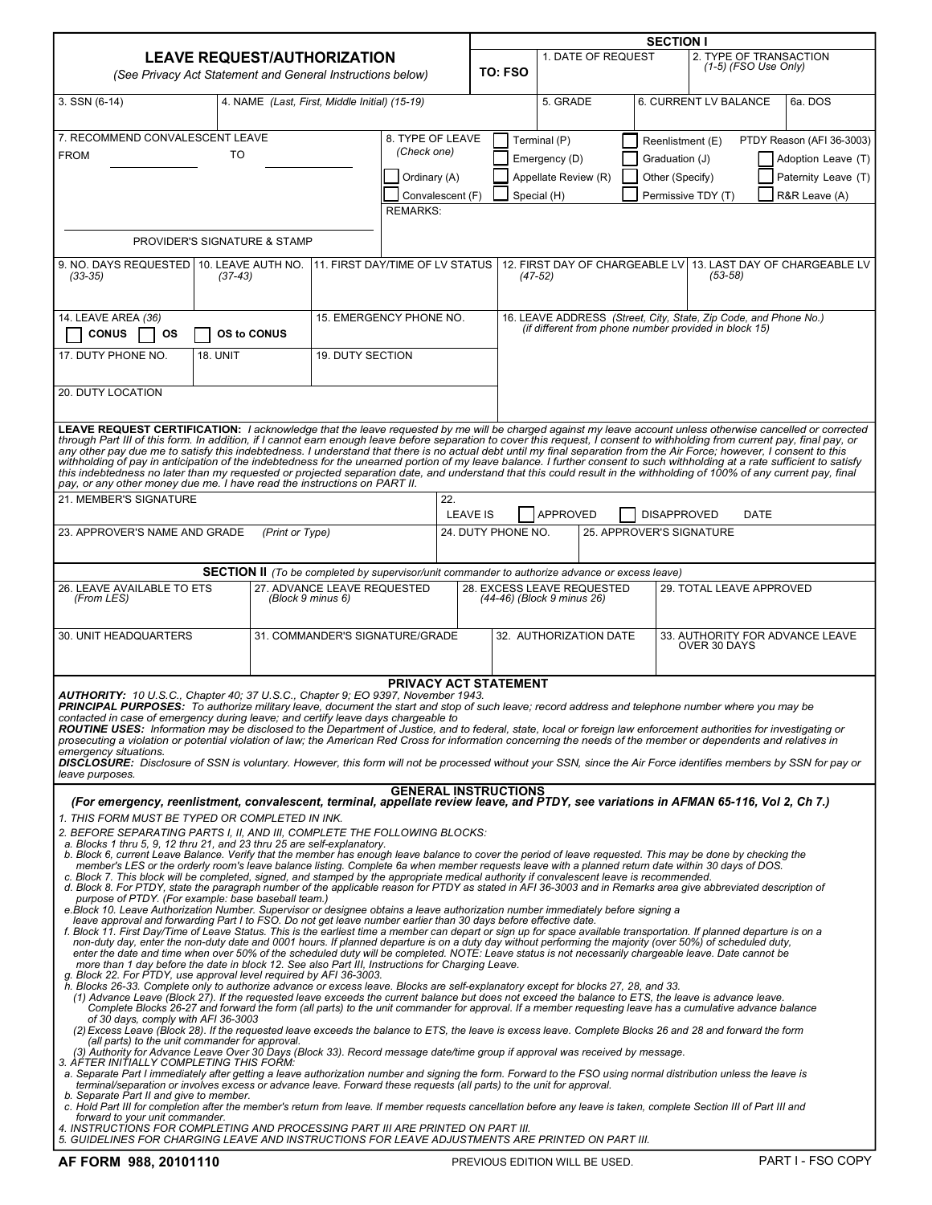# LEAVE REQUEST/AUTHORIZATION

*(See Privacy Act Statement and General Instructions below)*

## SECTION I

| TO: FSO | 1. DATE OF REQUEST | 2. TYPE OF TRANSACTION *(1-5) (FSO Use Only)* |
|---|---|---|
| | | |

| 3. SSN (6-14) | 4. NAME *(Last, First, Middle Initial) (15-19)* | 5. GRADE | 6. CURRENT LV BALANCE | 6a. DOS |
|---|---|---|---|---|
| | | | | |

**7. RECOMMEND CONVALESCENT LEAVE**

FROM __________ TO __________

PROVIDER'S SIGNATURE & STAMP

**8. TYPE OF LEAVE** *(Check one)*

- ☐ Ordinary (A)
- ☐ Convalescent (F)
- ☐ Terminal (P)
- ☐ Emergency (D)
- ☐ Appellate Review (R)
- ☐ Special (H)
- ☐ Reenlistment (E)
- ☐ Graduation (J)
- ☐ Other (Specify)
- ☐ Permissive TDY (T)
- PTDY Reason (AFI 36-3003)
- ☐ Adoption Leave (T)
- ☐ Paternity Leave (T)
- ☐ R&R Leave (A)

REMARKS:

| 9. NO. DAYS REQUESTED *(33-35)* | 10. LEAVE AUTH NO. *(37-43)* | 11. FIRST DAY/TIME OF LV STATUS | 12. FIRST DAY OF CHARGEABLE LV *(47-52)* | 13. LAST DAY OF CHARGEABLE LV *(53-58)* |
|---|---|---|---|---|
| | | | | |

**14. LEAVE AREA** *(36)*

☐ **CONUS** ☐ **OS** ☐ **OS to CONUS**

| 15. EMERGENCY PHONE NO. | 16. LEAVE ADDRESS *(Street, City, State, Zip Code, and Phone No.) (if different from phone number provided in block 15)* |
|---|---|
| | |

| 17. DUTY PHONE NO. | 18. UNIT | 19. DUTY SECTION |
|---|---|---|
| | | |

20. DUTY LOCATION

**LEAVE REQUEST CERTIFICATION:** *I acknowledge that the leave requested by me will be charged against my leave account unless otherwise cancelled or corrected through Part III of this form. In addition, if I cannot earn enough leave before separation to cover this request, I consent to withholding from current pay, final pay, or any other pay due me to satisfy this indebtedness. I understand that there is no actual debt until my final separation from the Air Force; however, I consent to this withholding of pay in anticipation of the indebtedness for the unearned portion of my leave balance. I further consent to such withholding at a rate sufficient to satisfy this indebtedness no later than my requested or projected separation date, and understand that this could result in the withholding of 100% of any current pay, final pay, or any other money due me. I have read the instructions on PART II.*

| 21. MEMBER'S SIGNATURE | 22. LEAVE IS ☐ APPROVED ☐ DISAPPROVED DATE |
|---|---|
| | |

| 23. APPROVER'S NAME AND GRADE *(Print or Type)* | 24. DUTY PHONE NO. | 25. APPROVER'S SIGNATURE |
|---|---|---|
| | | |

## SECTION II *(To be completed by supervisor/unit commander to authorize advance or excess leave)*

| 26. LEAVE AVAILABLE TO ETS *(From LES)* | 27. ADVANCE LEAVE REQUESTED *(Block 9 minus 6)* | 28. EXCESS LEAVE REQUESTED *(44-46) (Block 9 minus 26)* | 29. TOTAL LEAVE APPROVED |
|---|---|---|---|
| | | | |

| 30. UNIT HEADQUARTERS | 31. COMMANDER'S SIGNATURE/GRADE | 32. AUTHORIZATION DATE | 33. AUTHORITY FOR ADVANCE LEAVE OVER 30 DAYS |
|---|---|---|---|
| | | | |

## PRIVACY ACT STATEMENT

***AUTHORITY:*** *10 U.S.C., Chapter 40; 37 U.S.C., Chapter 9; EO 9397, November 1943.*
***PRINCIPAL PURPOSES:*** *To authorize military leave, document the start and stop of such leave; record address and telephone number where you may be contacted in case of emergency during leave; and certify leave days chargeable to*
***ROUTINE USES:*** *Information may be disclosed to the Department of Justice, and to federal, state, local or foreign law enforcement authorities for investigating or prosecuting a violation or potential violation of law; the American Red Cross for information concerning the needs of the member or dependents and relatives in emergency situations.*
***DISCLOSURE:*** *Disclosure of SSN is voluntary. However, this form will not be processed without your SSN, since the Air Force identifies members by SSN for pay or leave purposes.*

## GENERAL INSTRUCTIONS

***(For emergency, reenlistment, convalescent, terminal, appellate review leave, and PTDY, see variations in AFMAN 65-116, Vol 2, Ch 7.)***

*1. THIS FORM MUST BE TYPED OR COMPLETED IN INK.*

*2. BEFORE SEPARATING PARTS I, II, AND III, COMPLETE THE FOLLOWING BLOCKS:*
*a. Blocks 1 thru 5, 9, 12 thru 21, and 23 thru 25 are self-explanatory.*
*b. Block 6, current Leave Balance. Verify that the member has enough leave balance to cover the period of leave requested. This may be done by checking the member's LES or the orderly room's leave balance listing. Complete 6a when member requests leave with a planned return date within 30 days of DOS.*
*c. Block 7. This block will be completed, signed, and stamped by the appropriate medical authority if convalescent leave is recommended.*
*d. Block 8. For PTDY, state the paragraph number of the applicable reason for PTDY as stated in AFI 36-3003 and in Remarks area give abbreviated description of purpose of PTDY. (For example: base baseball team.)*
*e.Block 10. Leave Authorization Number. Supervisor or designee obtains a leave authorization number immediately before signing a leave approval and forwarding Part I to FSO. Do not get leave number earlier than 30 days before effective date.*
*f. Block 11. First Day/Time of Leave Status. This is the earliest time a member can depart or sign up for space available transportation. If planned departure is on a non-duty day, enter the non-duty date and 0001 hours. If planned departure is on a duty day without performing the majority (over 50%) of scheduled duty, enter the date and time when over 50% of the scheduled duty will be completed. NOTE: Leave status is not necessarily chargeable leave. Date cannot be more than 1 day before the date in block 12. See also Part III, Instructions for Charging Leave.*
*g. Block 22. For PTDY, use approval level required by AFI 36-3003.*
*h. Blocks 26-33. Complete only to authorize advance or excess leave. Blocks are self-explanatory except for blocks 27, 28, and 33.*
*(1) Advance Leave (Block 27). If the requested leave exceeds the current balance but does not exceed the balance to ETS, the leave is advance leave. Complete Blocks 26-27 and forward the form (all parts) to the unit commander for approval. If a member requesting leave has a cumulative advance balance of 30 days, comply with AFI 36-3003*
*(2) Excess Leave (Block 28). If the requested leave exceeds the balance to ETS, the leave is excess leave. Complete Blocks 26 and 28 and forward the form (all parts) to the unit commander for approval.*
*(3) Authority for Advance Leave Over 30 Days (Block 33). Record message date/time group if approval was received by message.*

*3. AFTER INITIALLY COMPLETING THIS FORM:*
*a. Separate Part I immediately after getting a leave authorization number and signing the form. Forward to the FSO using normal distribution unless the leave is terminal/separation or involves excess or advance leave. Forward these requests (all parts) to the unit for approval.*
*b. Separate Part II and give to member.*
*c. Hold Part III for completion after the member's return from leave. If member requests cancellation before any leave is taken, complete Section III of Part III and forward to your unit commander.*

*4. INSTRUCTIONS FOR COMPLETING AND PROCESSING PART III ARE PRINTED ON PART III.*

*5. GUIDELINES FOR CHARGING LEAVE AND INSTRUCTIONS FOR LEAVE ADJUSTMENTS ARE PRINTED ON PART III.*

**AF FORM 988, 20101110** PREVIOUS EDITION WILL BE USED. PART I - FSO COPY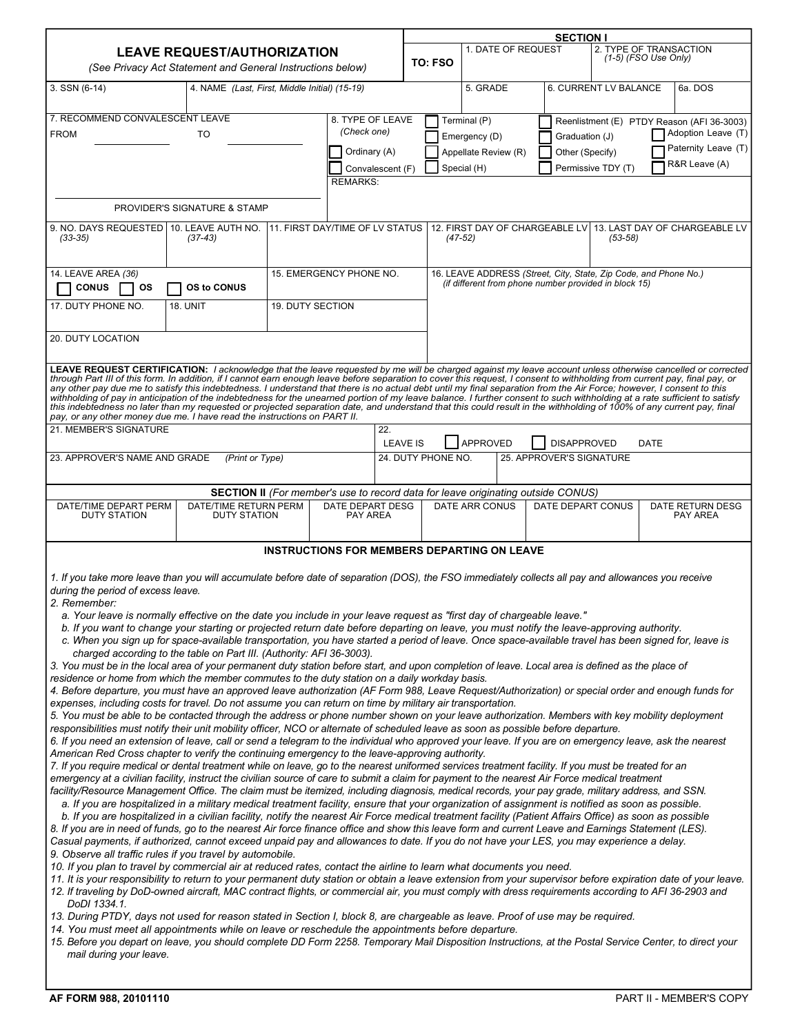# LEAVE REQUEST/AUTHORIZATION

*(See Privacy Act Statement and General Instructions below)*

**SECTION I**

| TO: FSO | 1. DATE OF REQUEST | 2. TYPE OF TRANSACTION *(1-5) (FSO Use Only)* |
|---|---|---|
| | | |

| 3. SSN (6-14) | 4. NAME *(Last, First, Middle Initial) (15-19)* | 5. GRADE | 6. CURRENT LV BALANCE | 6a. DOS |
|---|---|---|---|---|
| | | | | |

7. RECOMMEND CONVALESCENT LEAVE

FROM ____________ TO ____________

PROVIDER'S SIGNATURE & STAMP

8. TYPE OF LEAVE *(Check one)*

- ☐ Ordinary (A)
- ☐ Convalescent (F)
- ☐ Terminal (P)
- ☐ Emergency (D)
- ☐ Appellate Review (R)
- ☐ Special (H)
- ☐ Reenlistment (E)
- ☐ Graduation (J)
- ☐ Other (Specify)
- ☐ Permissive TDY (T)
- PTDY Reason (AFI 36-3003)
- ☐ Adoption Leave (T)
- ☐ Paternity Leave (T)
- ☐ R&R Leave (A)

REMARKS:

| 9. NO. DAYS REQUESTED *(33-35)* | 10. LEAVE AUTH NO. *(37-43)* | 11. FIRST DAY/TIME OF LV STATUS | 12. FIRST DAY OF CHARGEABLE LV *(47-52)* | 13. LAST DAY OF CHARGEABLE LV *(53-58)* |
|---|---|---|---|---|
| | | | | |

14. LEAVE AREA *(36)*
☐ **CONUS** ☐ **OS** ☐ **OS to CONUS**

15. EMERGENCY PHONE NO.

16. LEAVE ADDRESS *(Street, City, State, Zip Code, and Phone No.) (if different from phone number provided in block 15)*

| 17. DUTY PHONE NO. | 18. UNIT | 19. DUTY SECTION |
|---|---|---|
| | | |

20. DUTY LOCATION

**LEAVE REQUEST CERTIFICATION:** *I acknowledge that the leave requested by me will be charged against my leave account unless otherwise cancelled or corrected through Part III of this form. In addition, if I cannot earn enough leave before separation to cover this request, I consent to withholding from current pay, final pay, or any other pay due me to satisfy this indebtedness. I understand that there is no actual debt until my final separation from the Air Force; however, I consent to this withholding of pay in anticipation of the indebtedness for the unearned portion of my leave balance. I further consent to such withholding at a rate sufficient to satisfy this indebtedness no later than my requested or projected separation date, and understand that this could result in the withholding of 100% of any current pay, final pay, or any other money due me. I have read the instructions on PART II.*

| 21. MEMBER'S SIGNATURE | 22. LEAVE IS ☐ APPROVED ☐ DISAPPROVED DATE |
|---|---|
| | |

| 23. APPROVER'S NAME AND GRADE *(Print or Type)* | 24. DUTY PHONE NO. | 25. APPROVER'S SIGNATURE |
|---|---|---|
| | | |

**SECTION II** *(For member's use to record data for leave originating outside CONUS)*

| DATE/TIME DEPART PERM DUTY STATION | DATE/TIME RETURN PERM DUTY STATION | DATE DEPART DESG PAY AREA | DATE ARR CONUS | DATE DEPART CONUS | DATE RETURN DESG PAY AREA |
|---|---|---|---|---|---|
| | | | | | |

**INSTRUCTIONS FOR MEMBERS DEPARTING ON LEAVE**

*1. If you take more leave than you will accumulate before date of separation (DOS), the FSO immediately collects all pay and allowances you receive during the period of excess leave.*

*2. Remember:*

*a. Your leave is normally effective on the date you include in your leave request as "first day of chargeable leave."*

*b. If you want to change your starting or projected return date before departing on leave, you must notify the leave-approving authority.*

*c. When you sign up for space-available transportation, you have started a period of leave. Once space-available travel has been signed for, leave is charged according to the table on Part III. (Authority: AFI 36-3003).*

*3. You must be in the local area of your permanent duty station before start, and upon completion of leave. Local area is defined as the place of residence or home from which the member commutes to the duty station on a daily workday basis.*

*4. Before departure, you must have an approved leave authorization (AF Form 988, Leave Request/Authorization) or special order and enough funds for expenses, including costs for travel. Do not assume you can return on time by military air transportation.*

*5. You must be able to be contacted through the address or phone number shown on your leave authorization. Members with key mobility deployment responsibilities must notify their unit mobility officer, NCO or alternate of scheduled leave as soon as possible before departure.*

*6. If you need an extension of leave, call or send a telegram to the individual who approved your leave. If you are on emergency leave, ask the nearest American Red Cross chapter to verify the continuing emergency to the leave-approving authority.*

*7. If you require medical or dental treatment while on leave, go to the nearest uniformed services treatment facility. If you must be treated for an emergency at a civilian facility, instruct the civilian source of care to submit a claim for payment to the nearest Air Force medical treatment facility/Resource Management Office. The claim must be itemized, including diagnosis, medical records, your pay grade, military address, and SSN.*

*a. If you are hospitalized in a military medical treatment facility, ensure that your organization of assignment is notified as soon as possible.*

*b. If you are hospitalized in a civilian facility, notify the nearest Air Force medical treatment facility (Patient Affairs Office) as soon as possible*

*8. If you are in need of funds, go to the nearest Air force finance office and show this leave form and current Leave and Earnings Statement (LES). Casual payments, if authorized, cannot exceed unpaid pay and allowances to date. If you do not have your LES, you may experience a delay.*

*9. Observe all traffic rules if you travel by automobile.*

*10. If you plan to travel by commercial air at reduced rates, contact the airline to learn what documents you need.*

*11. It is your responsibility to return to your permanent duty station or obtain a leave extension from your supervisor before expiration date of your leave.*

*12. If traveling by DoD-owned aircraft, MAC contract flights, or commercial air, you must comply with dress requirements according to AFI 36-2903 and DoDI 1334.1.*

*13. During PTDY, days not used for reason stated in Section I, block 8, are chargeable as leave. Proof of use may be required.*

*14. You must meet all appointments while on leave or reschedule the appointments before departure.*

*15. Before you depart on leave, you should complete DD Form 2258. Temporary Mail Disposition Instructions, at the Postal Service Center, to direct your mail during your leave.*

**AF FORM 988, 20101110** PART II - MEMBER'S COPY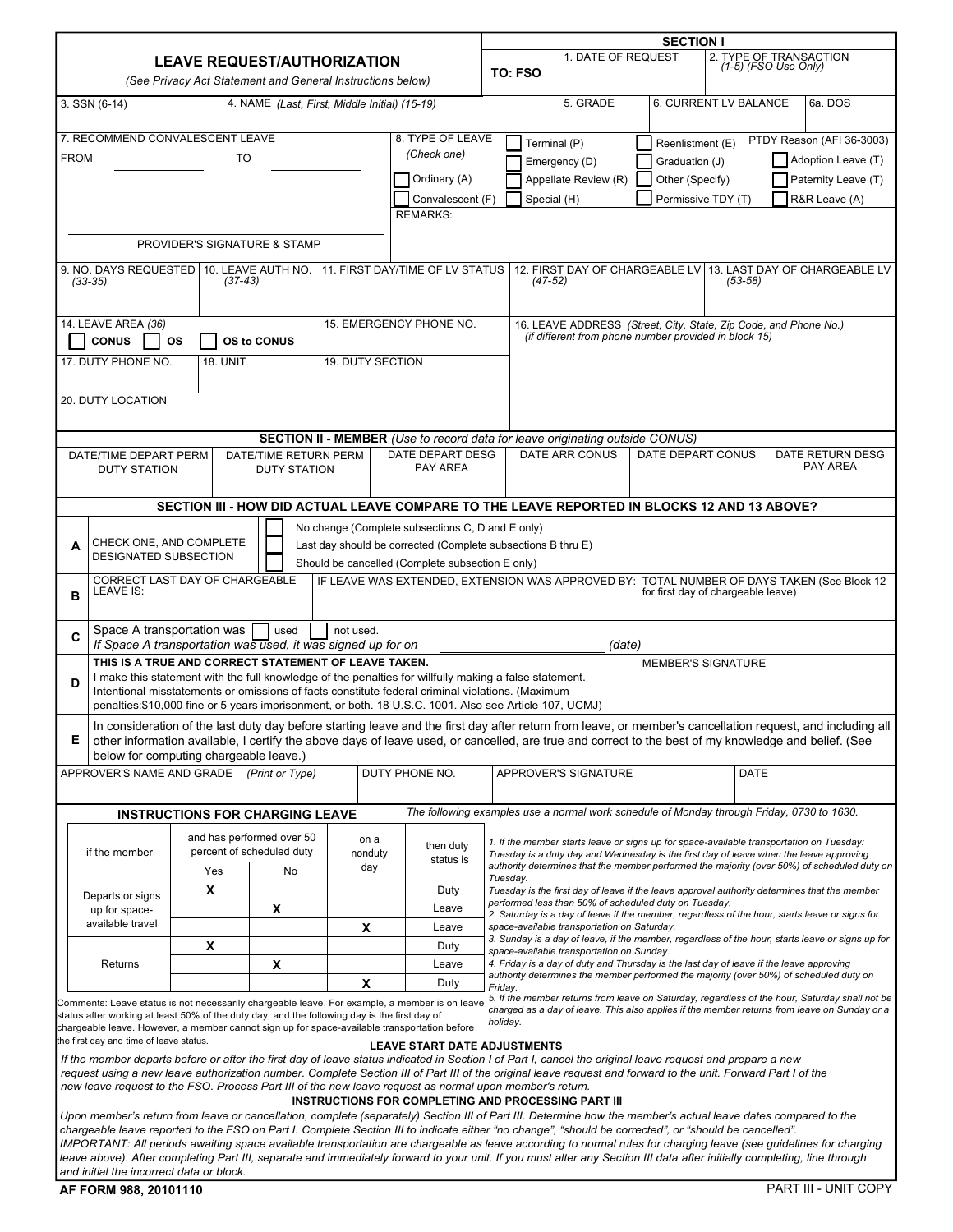# LEAVE REQUEST/AUTHORIZATION

*(See Privacy Act Statement and General Instructions below)*

## SECTION I

| TO: FSO | 1. DATE OF REQUEST | 2. TYPE OF TRANSACTION *(1-5) (FSO Use Only)* |
|---|---|---|
| | | |

| 3. SSN (6-14) | 4. NAME *(Last, First, Middle Initial) (15-19)* | 5. GRADE | 6. CURRENT LV BALANCE | 6a. DOS |
|---|---|---|---|---|
| | | | | |

7. RECOMMEND CONVALESCENT LEAVE

FROM ____________ TO ____________

PROVIDER'S SIGNATURE & STAMP

8. TYPE OF LEAVE *(Check one)*

- ☐ Ordinary (A)
- ☐ Convalescent (F)
- ☐ Terminal (P)
- ☐ Emergency (D)
- ☐ Appellate Review (R)
- ☐ Special (H)
- ☐ Reenlistment (E)
- ☐ Graduation (J)
- ☐ Other (Specify)
- ☐ Permissive TDY (T)
- PTDY Reason (AFI 36-3003)
- ☐ Adoption Leave (T)
- ☐ Paternity Leave (T)
- ☐ R&R Leave (A)

REMARKS:

| 9. NO. DAYS REQUESTED *(33-35)* | 10. LEAVE AUTH NO. *(37-43)* | 11. FIRST DAY/TIME OF LV STATUS | 12. FIRST DAY OF CHARGEABLE LV *(47-52)* | 13. LAST DAY OF CHARGEABLE LV *(53-58)* |
|---|---|---|---|---|
| | | | | |

14. LEAVE AREA *(36)* ☐ CONUS ☐ OS ☐ OS to CONUS

15. EMERGENCY PHONE NO.

16. LEAVE ADDRESS *(Street, City, State, Zip Code, and Phone No.) (if different from phone number provided in block 15)*

17. DUTY PHONE NO.

18. UNIT

19. DUTY SECTION

20. DUTY LOCATION

## SECTION II - MEMBER *(Use to record data for leave originating outside CONUS)*

| DATE/TIME DEPART PERM DUTY STATION | DATE/TIME RETURN PERM DUTY STATION | DATE DEPART DESG PAY AREA | DATE ARR CONUS | DATE DEPART CONUS | DATE RETURN DESG PAY AREA |
|---|---|---|---|---|---|
| | | | | | |

## SECTION III - HOW DID ACTUAL LEAVE COMPARE TO THE LEAVE REPORTED IN BLOCKS 12 AND 13 ABOVE?

**A** CHECK ONE, AND COMPLETE DESIGNATED SUBSECTION

- ☐ No change (Complete subsections C, D and E only)
- ☐ Last day should be corrected (Complete subsections B thru E)
- ☐ Should be cancelled (Complete subsection E only)

**B** CORRECT LAST DAY OF CHARGEABLE LEAVE IS: | IF LEAVE WAS EXTENDED, EXTENSION WAS APPROVED BY: | TOTAL NUMBER OF DAYS TAKEN (See Block 12 for first day of chargeable leave)

**C** Space A transportation was ☐ used ☐ not used.
*If Space A transportation was used, it was signed up for on* ____________ *(date)*

**D** **THIS IS A TRUE AND CORRECT STATEMENT OF LEAVE TAKEN.**
I make this statement with the full knowledge of the penalties for willfully making a false statement. Intentional misstatements or omissions of facts constitute federal criminal violations. (Maximum penalties:$10,000 fine or 5 years imprisonment, or both. 18 U.S.C. 1001. Also see Article 107, UCMJ)

MEMBER'S SIGNATURE

**E** In consideration of the last duty day before starting leave and the first day after return from leave, or member's cancellation request, and including all other information available, I certify the above days of leave used, or cancelled, are true and correct to the best of my knowledge and belief. (See below for computing chargeable leave.)

| APPROVER'S NAME AND GRADE *(Print or Type)* | DUTY PHONE NO. | APPROVER'S SIGNATURE | DATE |
|---|---|---|---|
| | | | |

### INSTRUCTIONS FOR CHARGING LEAVE

| if the member | and has performed over 50 percent of scheduled duty: Yes | No | on a nonduty day | then duty status is |
|---|---|---|---|---|
| Departs or signs up for space-available travel | X | | | Duty |
| | | X | | Leave |
| | | | X | Leave |
| Returns | X | | | Duty |
| | | X | | Leave |
| | | | X | Duty |

Comments: Leave status is not necessarily chargeable leave. For example, a member is on leave status after working at least 50% of the duty day, and the following day is the first day of chargeable leave. However, a member cannot sign up for space-available transportation before the first day and time of leave status.

*The following examples use a normal work schedule of Monday through Friday, 0730 to 1630.*

*1. If the member starts leave or signs up for space-available transportation on Tuesday: Tuesday is a duty day and Wednesday is the first day of leave when the leave approving authority determines that the member performed the majority (over 50%) of scheduled duty on Tuesday.*
*Tuesday is the first day of leave if the leave approval authority determines that the member performed less than 50% of scheduled duty on Tuesday.*
*2. Saturday is a day of leave if the member, regardless of the hour, starts leave or signs for space-available transportation on Saturday.*
*3. Sunday is a day of leave, if the member, regardless of the hour, starts leave or signs up for space-available transportation on Sunday.*
*4. Friday is a day of duty and Thursday is the last day of leave if the leave approving authority determines the member performed the majority (over 50%) of scheduled duty on Friday.*
*5. If the member returns from leave on Saturday, regardless of the hour, Saturday shall not be charged as a day of leave. This also applies if the member returns from leave on Sunday or a holiday.*

### LEAVE START DATE ADJUSTMENTS

*If the member departs before or after the first day of leave status indicated in Section I of Part I, cancel the original leave request and prepare a new request using a new leave authorization number. Complete Section III of Part III of the original leave request and forward to the unit. Forward Part I of the new leave request to the FSO. Process Part III of the new leave request as normal upon member's return.*

### INSTRUCTIONS FOR COMPLETING AND PROCESSING PART III

*Upon member's return from leave or cancellation, complete (separately) Section III of Part III. Determine how the member's actual leave dates compared to the chargeable leave reported to the FSO on Part I. Complete Section III to indicate either "no change", "should be corrected", or "should be cancelled".*
*IMPORTANT: All periods awaiting space available transportation are chargeable as leave according to normal rules for charging leave (see guidelines for charging leave above). After completing Part III, separate and immediately forward to your unit. If you must alter any Section III data after initially completing, line through and initial the incorrect data or block.*

AF FORM 988, 20101110 — PART III - UNIT COPY